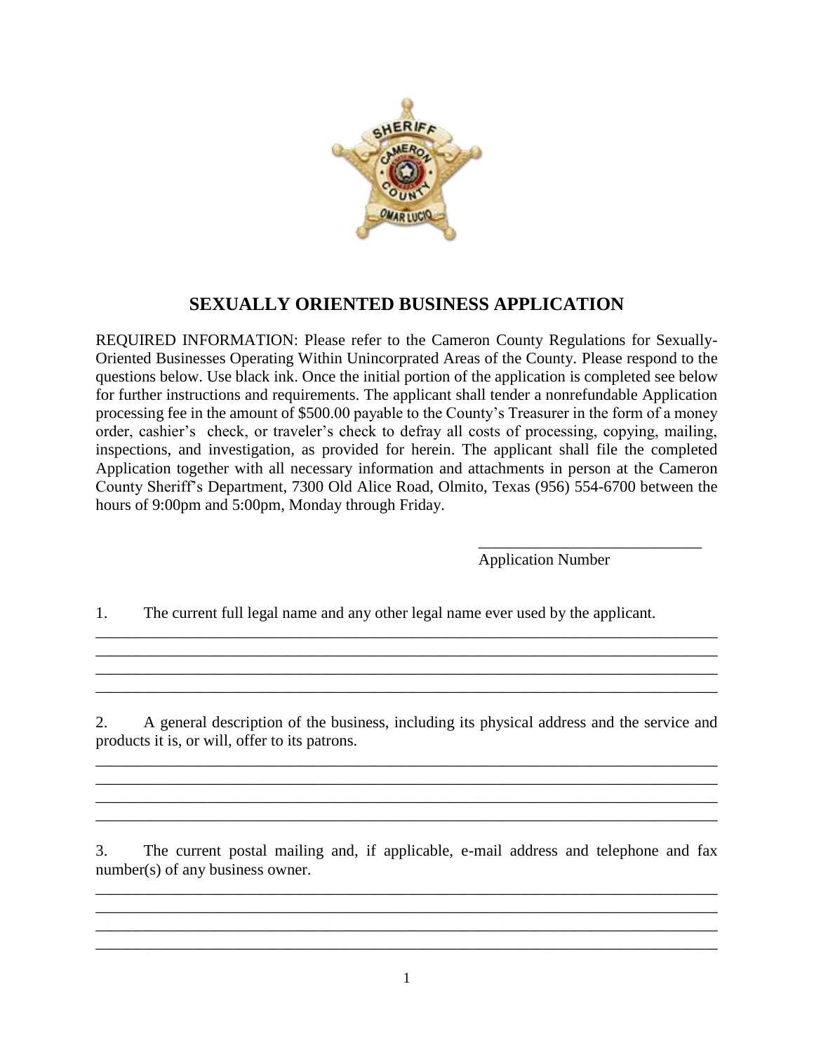# SEXUALLY ORIENTED BUSINESS APPLICATION

REQUIRED INFORMATION: Please refer to the Cameron County Regulations for Sexually-Oriented Businesses Operating Within Unincorprated Areas of the County. Please respond to the questions below. Use black ink. Once the initial portion of the application is completed see below for further instructions and requirements. The applicant shall tender a nonrefundable Application processing fee in the amount of $500.00 payable to the County's Treasurer in the form of a money order, cashier's check, or traveler's check to defray all costs of processing, copying, mailing, inspections, and investigation, as provided for herein. The applicant shall file the completed Application together with all necessary information and attachments in person at the Cameron County Sheriff's Department, 7300 Old Alice Road, Olmito, Texas (956) 554-6700 between the hours of 9:00pm and 5:00pm, Monday through Friday.

\_\_\_\_\_\_\_\_\_\_\_\_\_\_\_\_\_\_\_\_\_\_\_\_\_\_\_\_
Application Number

1. The current full legal name and any other legal name ever used by the applicant.

\_\_\_\_\_\_\_\_\_\_\_\_\_\_\_\_\_\_\_\_\_\_\_\_\_\_\_\_\_\_\_\_\_\_\_\_\_\_\_\_\_\_\_\_\_\_\_\_\_\_\_\_\_\_\_\_\_\_\_\_\_\_\_\_\_\_\_\_\_\_\_\_\_\_\_\_
\_\_\_\_\_\_\_\_\_\_\_\_\_\_\_\_\_\_\_\_\_\_\_\_\_\_\_\_\_\_\_\_\_\_\_\_\_\_\_\_\_\_\_\_\_\_\_\_\_\_\_\_\_\_\_\_\_\_\_\_\_\_\_\_\_\_\_\_\_\_\_\_\_\_\_\_
\_\_\_\_\_\_\_\_\_\_\_\_\_\_\_\_\_\_\_\_\_\_\_\_\_\_\_\_\_\_\_\_\_\_\_\_\_\_\_\_\_\_\_\_\_\_\_\_\_\_\_\_\_\_\_\_\_\_\_\_\_\_\_\_\_\_\_\_\_\_\_\_\_\_\_\_
\_\_\_\_\_\_\_\_\_\_\_\_\_\_\_\_\_\_\_\_\_\_\_\_\_\_\_\_\_\_\_\_\_\_\_\_\_\_\_\_\_\_\_\_\_\_\_\_\_\_\_\_\_\_\_\_\_\_\_\_\_\_\_\_\_\_\_\_\_\_\_\_\_\_\_\_

2. A general description of the business, including its physical address and the service and products it is, or will, offer to its patrons.

\_\_\_\_\_\_\_\_\_\_\_\_\_\_\_\_\_\_\_\_\_\_\_\_\_\_\_\_\_\_\_\_\_\_\_\_\_\_\_\_\_\_\_\_\_\_\_\_\_\_\_\_\_\_\_\_\_\_\_\_\_\_\_\_\_\_\_\_\_\_\_\_\_\_\_\_
\_\_\_\_\_\_\_\_\_\_\_\_\_\_\_\_\_\_\_\_\_\_\_\_\_\_\_\_\_\_\_\_\_\_\_\_\_\_\_\_\_\_\_\_\_\_\_\_\_\_\_\_\_\_\_\_\_\_\_\_\_\_\_\_\_\_\_\_\_\_\_\_\_\_\_\_
\_\_\_\_\_\_\_\_\_\_\_\_\_\_\_\_\_\_\_\_\_\_\_\_\_\_\_\_\_\_\_\_\_\_\_\_\_\_\_\_\_\_\_\_\_\_\_\_\_\_\_\_\_\_\_\_\_\_\_\_\_\_\_\_\_\_\_\_\_\_\_\_\_\_\_\_
\_\_\_\_\_\_\_\_\_\_\_\_\_\_\_\_\_\_\_\_\_\_\_\_\_\_\_\_\_\_\_\_\_\_\_\_\_\_\_\_\_\_\_\_\_\_\_\_\_\_\_\_\_\_\_\_\_\_\_\_\_\_\_\_\_\_\_\_\_\_\_\_\_\_\_\_

3. The current postal mailing and, if applicable, e-mail address and telephone and fax number(s) of any business owner.

\_\_\_\_\_\_\_\_\_\_\_\_\_\_\_\_\_\_\_\_\_\_\_\_\_\_\_\_\_\_\_\_\_\_\_\_\_\_\_\_\_\_\_\_\_\_\_\_\_\_\_\_\_\_\_\_\_\_\_\_\_\_\_\_\_\_\_\_\_\_\_\_\_\_\_\_
\_\_\_\_\_\_\_\_\_\_\_\_\_\_\_\_\_\_\_\_\_\_\_\_\_\_\_\_\_\_\_\_\_\_\_\_\_\_\_\_\_\_\_\_\_\_\_\_\_\_\_\_\_\_\_\_\_\_\_\_\_\_\_\_\_\_\_\_\_\_\_\_\_\_\_\_
\_\_\_\_\_\_\_\_\_\_\_\_\_\_\_\_\_\_\_\_\_\_\_\_\_\_\_\_\_\_\_\_\_\_\_\_\_\_\_\_\_\_\_\_\_\_\_\_\_\_\_\_\_\_\_\_\_\_\_\_\_\_\_\_\_\_\_\_\_\_\_\_\_\_\_\_
\_\_\_\_\_\_\_\_\_\_\_\_\_\_\_\_\_\_\_\_\_\_\_\_\_\_\_\_\_\_\_\_\_\_\_\_\_\_\_\_\_\_\_\_\_\_\_\_\_\_\_\_\_\_\_\_\_\_\_\_\_\_\_\_\_\_\_\_\_\_\_\_\_\_\_\_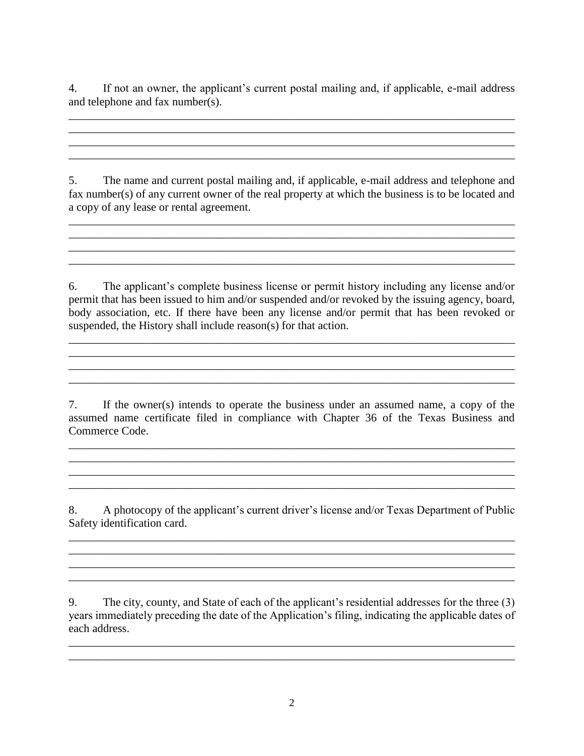4. If not an owner, the applicant's current postal mailing and, if applicable, e-mail address and telephone and fax number(s).

\_\_\_\_\_\_\_\_\_\_\_\_\_\_\_\_\_\_\_\_\_\_\_\_\_\_\_\_\_\_\_\_\_\_\_\_\_\_\_\_\_\_\_\_\_\_\_\_\_\_\_\_\_\_\_\_\_\_\_\_\_\_\_\_\_\_\_\_\_\_\_\_\_\_\_\_\_\_
\_\_\_\_\_\_\_\_\_\_\_\_\_\_\_\_\_\_\_\_\_\_\_\_\_\_\_\_\_\_\_\_\_\_\_\_\_\_\_\_\_\_\_\_\_\_\_\_\_\_\_\_\_\_\_\_\_\_\_\_\_\_\_\_\_\_\_\_\_\_\_\_\_\_\_\_\_\_
\_\_\_\_\_\_\_\_\_\_\_\_\_\_\_\_\_\_\_\_\_\_\_\_\_\_\_\_\_\_\_\_\_\_\_\_\_\_\_\_\_\_\_\_\_\_\_\_\_\_\_\_\_\_\_\_\_\_\_\_\_\_\_\_\_\_\_\_\_\_\_\_\_\_\_\_\_\_
\_\_\_\_\_\_\_\_\_\_\_\_\_\_\_\_\_\_\_\_\_\_\_\_\_\_\_\_\_\_\_\_\_\_\_\_\_\_\_\_\_\_\_\_\_\_\_\_\_\_\_\_\_\_\_\_\_\_\_\_\_\_\_\_\_\_\_\_\_\_\_\_\_\_\_\_\_\_

5. The name and current postal mailing and, if applicable, e-mail address and telephone and fax number(s) of any current owner of the real property at which the business is to be located and a copy of any lease or rental agreement.

\_\_\_\_\_\_\_\_\_\_\_\_\_\_\_\_\_\_\_\_\_\_\_\_\_\_\_\_\_\_\_\_\_\_\_\_\_\_\_\_\_\_\_\_\_\_\_\_\_\_\_\_\_\_\_\_\_\_\_\_\_\_\_\_\_\_\_\_\_\_\_\_\_\_\_\_\_\_
\_\_\_\_\_\_\_\_\_\_\_\_\_\_\_\_\_\_\_\_\_\_\_\_\_\_\_\_\_\_\_\_\_\_\_\_\_\_\_\_\_\_\_\_\_\_\_\_\_\_\_\_\_\_\_\_\_\_\_\_\_\_\_\_\_\_\_\_\_\_\_\_\_\_\_\_\_\_
\_\_\_\_\_\_\_\_\_\_\_\_\_\_\_\_\_\_\_\_\_\_\_\_\_\_\_\_\_\_\_\_\_\_\_\_\_\_\_\_\_\_\_\_\_\_\_\_\_\_\_\_\_\_\_\_\_\_\_\_\_\_\_\_\_\_\_\_\_\_\_\_\_\_\_\_\_\_
\_\_\_\_\_\_\_\_\_\_\_\_\_\_\_\_\_\_\_\_\_\_\_\_\_\_\_\_\_\_\_\_\_\_\_\_\_\_\_\_\_\_\_\_\_\_\_\_\_\_\_\_\_\_\_\_\_\_\_\_\_\_\_\_\_\_\_\_\_\_\_\_\_\_\_\_\_\_

6. The applicant's complete business license or permit history including any license and/or permit that has been issued to him and/or suspended and/or revoked by the issuing agency, board, body association, etc. If there have been any license and/or permit that has been revoked or suspended, the History shall include reason(s) for that action.

\_\_\_\_\_\_\_\_\_\_\_\_\_\_\_\_\_\_\_\_\_\_\_\_\_\_\_\_\_\_\_\_\_\_\_\_\_\_\_\_\_\_\_\_\_\_\_\_\_\_\_\_\_\_\_\_\_\_\_\_\_\_\_\_\_\_\_\_\_\_\_\_\_\_\_\_\_\_
\_\_\_\_\_\_\_\_\_\_\_\_\_\_\_\_\_\_\_\_\_\_\_\_\_\_\_\_\_\_\_\_\_\_\_\_\_\_\_\_\_\_\_\_\_\_\_\_\_\_\_\_\_\_\_\_\_\_\_\_\_\_\_\_\_\_\_\_\_\_\_\_\_\_\_\_\_\_
\_\_\_\_\_\_\_\_\_\_\_\_\_\_\_\_\_\_\_\_\_\_\_\_\_\_\_\_\_\_\_\_\_\_\_\_\_\_\_\_\_\_\_\_\_\_\_\_\_\_\_\_\_\_\_\_\_\_\_\_\_\_\_\_\_\_\_\_\_\_\_\_\_\_\_\_\_\_
\_\_\_\_\_\_\_\_\_\_\_\_\_\_\_\_\_\_\_\_\_\_\_\_\_\_\_\_\_\_\_\_\_\_\_\_\_\_\_\_\_\_\_\_\_\_\_\_\_\_\_\_\_\_\_\_\_\_\_\_\_\_\_\_\_\_\_\_\_\_\_\_\_\_\_\_\_\_

7. If the owner(s) intends to operate the business under an assumed name, a copy of the assumed name certificate filed in compliance with Chapter 36 of the Texas Business and Commerce Code.

\_\_\_\_\_\_\_\_\_\_\_\_\_\_\_\_\_\_\_\_\_\_\_\_\_\_\_\_\_\_\_\_\_\_\_\_\_\_\_\_\_\_\_\_\_\_\_\_\_\_\_\_\_\_\_\_\_\_\_\_\_\_\_\_\_\_\_\_\_\_\_\_\_\_\_\_\_\_
\_\_\_\_\_\_\_\_\_\_\_\_\_\_\_\_\_\_\_\_\_\_\_\_\_\_\_\_\_\_\_\_\_\_\_\_\_\_\_\_\_\_\_\_\_\_\_\_\_\_\_\_\_\_\_\_\_\_\_\_\_\_\_\_\_\_\_\_\_\_\_\_\_\_\_\_\_\_
\_\_\_\_\_\_\_\_\_\_\_\_\_\_\_\_\_\_\_\_\_\_\_\_\_\_\_\_\_\_\_\_\_\_\_\_\_\_\_\_\_\_\_\_\_\_\_\_\_\_\_\_\_\_\_\_\_\_\_\_\_\_\_\_\_\_\_\_\_\_\_\_\_\_\_\_\_\_
\_\_\_\_\_\_\_\_\_\_\_\_\_\_\_\_\_\_\_\_\_\_\_\_\_\_\_\_\_\_\_\_\_\_\_\_\_\_\_\_\_\_\_\_\_\_\_\_\_\_\_\_\_\_\_\_\_\_\_\_\_\_\_\_\_\_\_\_\_\_\_\_\_\_\_\_\_\_

8. A photocopy of the applicant's current driver's license and/or Texas Department of Public Safety identification card.

\_\_\_\_\_\_\_\_\_\_\_\_\_\_\_\_\_\_\_\_\_\_\_\_\_\_\_\_\_\_\_\_\_\_\_\_\_\_\_\_\_\_\_\_\_\_\_\_\_\_\_\_\_\_\_\_\_\_\_\_\_\_\_\_\_\_\_\_\_\_\_\_\_\_\_\_\_\_
\_\_\_\_\_\_\_\_\_\_\_\_\_\_\_\_\_\_\_\_\_\_\_\_\_\_\_\_\_\_\_\_\_\_\_\_\_\_\_\_\_\_\_\_\_\_\_\_\_\_\_\_\_\_\_\_\_\_\_\_\_\_\_\_\_\_\_\_\_\_\_\_\_\_\_\_\_\_
\_\_\_\_\_\_\_\_\_\_\_\_\_\_\_\_\_\_\_\_\_\_\_\_\_\_\_\_\_\_\_\_\_\_\_\_\_\_\_\_\_\_\_\_\_\_\_\_\_\_\_\_\_\_\_\_\_\_\_\_\_\_\_\_\_\_\_\_\_\_\_\_\_\_\_\_\_\_
\_\_\_\_\_\_\_\_\_\_\_\_\_\_\_\_\_\_\_\_\_\_\_\_\_\_\_\_\_\_\_\_\_\_\_\_\_\_\_\_\_\_\_\_\_\_\_\_\_\_\_\_\_\_\_\_\_\_\_\_\_\_\_\_\_\_\_\_\_\_\_\_\_\_\_\_\_\_

9. The city, county, and State of each of the applicant's residential addresses for the three (3) years immediately preceding the date of the Application's filing, indicating the applicable dates of each address.

\_\_\_\_\_\_\_\_\_\_\_\_\_\_\_\_\_\_\_\_\_\_\_\_\_\_\_\_\_\_\_\_\_\_\_\_\_\_\_\_\_\_\_\_\_\_\_\_\_\_\_\_\_\_\_\_\_\_\_\_\_\_\_\_\_\_\_\_\_\_\_\_\_\_\_\_\_\_
\_\_\_\_\_\_\_\_\_\_\_\_\_\_\_\_\_\_\_\_\_\_\_\_\_\_\_\_\_\_\_\_\_\_\_\_\_\_\_\_\_\_\_\_\_\_\_\_\_\_\_\_\_\_\_\_\_\_\_\_\_\_\_\_\_\_\_\_\_\_\_\_\_\_\_\_\_\_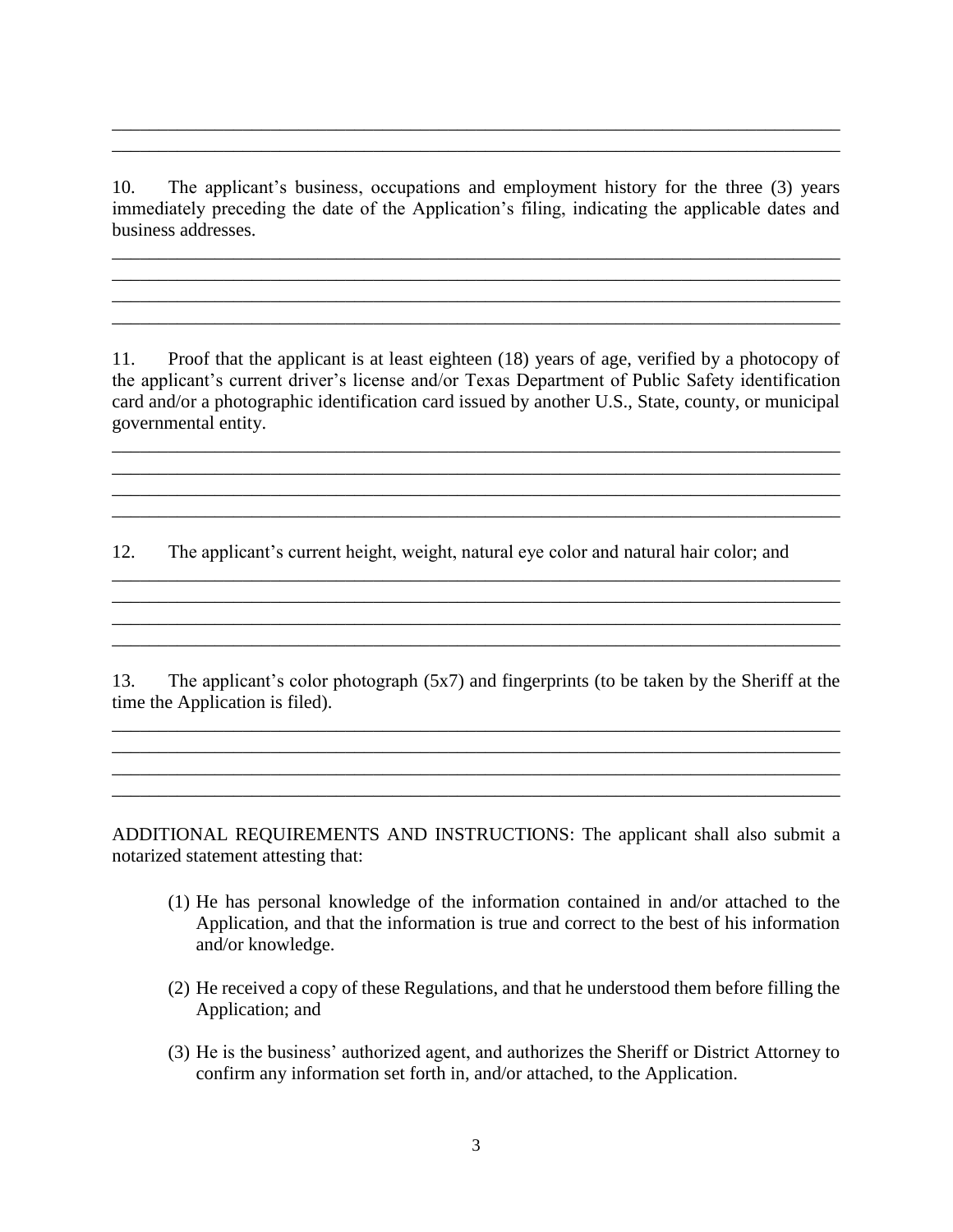\_\_\_\_\_\_\_\_\_\_\_\_\_\_\_\_\_\_\_\_\_\_\_\_\_\_\_\_\_\_\_\_\_\_\_\_\_\_\_\_\_\_\_\_\_\_\_\_\_\_\_\_\_\_\_\_\_\_\_\_\_\_\_\_\_\_\_\_\_\_\_\_\_\_\_\_

\_\_\_\_\_\_\_\_\_\_\_\_\_\_\_\_\_\_\_\_\_\_\_\_\_\_\_\_\_\_\_\_\_\_\_\_\_\_\_\_\_\_\_\_\_\_\_\_\_\_\_\_\_\_\_\_\_\_\_\_\_\_\_\_\_\_\_\_\_\_\_\_\_\_\_\_

10. The applicant's business, occupations and employment history for the three (3) years immediately preceding the date of the Application's filing, indicating the applicable dates and business addresses.

\_\_\_\_\_\_\_\_\_\_\_\_\_\_\_\_\_\_\_\_\_\_\_\_\_\_\_\_\_\_\_\_\_\_\_\_\_\_\_\_\_\_\_\_\_\_\_\_\_\_\_\_\_\_\_\_\_\_\_\_\_\_\_\_\_\_\_\_\_\_\_\_\_\_\_\_

\_\_\_\_\_\_\_\_\_\_\_\_\_\_\_\_\_\_\_\_\_\_\_\_\_\_\_\_\_\_\_\_\_\_\_\_\_\_\_\_\_\_\_\_\_\_\_\_\_\_\_\_\_\_\_\_\_\_\_\_\_\_\_\_\_\_\_\_\_\_\_\_\_\_\_\_

\_\_\_\_\_\_\_\_\_\_\_\_\_\_\_\_\_\_\_\_\_\_\_\_\_\_\_\_\_\_\_\_\_\_\_\_\_\_\_\_\_\_\_\_\_\_\_\_\_\_\_\_\_\_\_\_\_\_\_\_\_\_\_\_\_\_\_\_\_\_\_\_\_\_\_\_

\_\_\_\_\_\_\_\_\_\_\_\_\_\_\_\_\_\_\_\_\_\_\_\_\_\_\_\_\_\_\_\_\_\_\_\_\_\_\_\_\_\_\_\_\_\_\_\_\_\_\_\_\_\_\_\_\_\_\_\_\_\_\_\_\_\_\_\_\_\_\_\_\_\_\_\_

11. Proof that the applicant is at least eighteen (18) years of age, verified by a photocopy of the applicant's current driver's license and/or Texas Department of Public Safety identification card and/or a photographic identification card issued by another U.S., State, county, or municipal governmental entity.

\_\_\_\_\_\_\_\_\_\_\_\_\_\_\_\_\_\_\_\_\_\_\_\_\_\_\_\_\_\_\_\_\_\_\_\_\_\_\_\_\_\_\_\_\_\_\_\_\_\_\_\_\_\_\_\_\_\_\_\_\_\_\_\_\_\_\_\_\_\_\_\_\_\_\_\_

\_\_\_\_\_\_\_\_\_\_\_\_\_\_\_\_\_\_\_\_\_\_\_\_\_\_\_\_\_\_\_\_\_\_\_\_\_\_\_\_\_\_\_\_\_\_\_\_\_\_\_\_\_\_\_\_\_\_\_\_\_\_\_\_\_\_\_\_\_\_\_\_\_\_\_\_

\_\_\_\_\_\_\_\_\_\_\_\_\_\_\_\_\_\_\_\_\_\_\_\_\_\_\_\_\_\_\_\_\_\_\_\_\_\_\_\_\_\_\_\_\_\_\_\_\_\_\_\_\_\_\_\_\_\_\_\_\_\_\_\_\_\_\_\_\_\_\_\_\_\_\_\_

\_\_\_\_\_\_\_\_\_\_\_\_\_\_\_\_\_\_\_\_\_\_\_\_\_\_\_\_\_\_\_\_\_\_\_\_\_\_\_\_\_\_\_\_\_\_\_\_\_\_\_\_\_\_\_\_\_\_\_\_\_\_\_\_\_\_\_\_\_\_\_\_\_\_\_\_

12. The applicant's current height, weight, natural eye color and natural hair color; and

\_\_\_\_\_\_\_\_\_\_\_\_\_\_\_\_\_\_\_\_\_\_\_\_\_\_\_\_\_\_\_\_\_\_\_\_\_\_\_\_\_\_\_\_\_\_\_\_\_\_\_\_\_\_\_\_\_\_\_\_\_\_\_\_\_\_\_\_\_\_\_\_\_\_\_\_

\_\_\_\_\_\_\_\_\_\_\_\_\_\_\_\_\_\_\_\_\_\_\_\_\_\_\_\_\_\_\_\_\_\_\_\_\_\_\_\_\_\_\_\_\_\_\_\_\_\_\_\_\_\_\_\_\_\_\_\_\_\_\_\_\_\_\_\_\_\_\_\_\_\_\_\_

\_\_\_\_\_\_\_\_\_\_\_\_\_\_\_\_\_\_\_\_\_\_\_\_\_\_\_\_\_\_\_\_\_\_\_\_\_\_\_\_\_\_\_\_\_\_\_\_\_\_\_\_\_\_\_\_\_\_\_\_\_\_\_\_\_\_\_\_\_\_\_\_\_\_\_\_

\_\_\_\_\_\_\_\_\_\_\_\_\_\_\_\_\_\_\_\_\_\_\_\_\_\_\_\_\_\_\_\_\_\_\_\_\_\_\_\_\_\_\_\_\_\_\_\_\_\_\_\_\_\_\_\_\_\_\_\_\_\_\_\_\_\_\_\_\_\_\_\_\_\_\_\_

13. The applicant's color photograph (5x7) and fingerprints (to be taken by the Sheriff at the time the Application is filed).

\_\_\_\_\_\_\_\_\_\_\_\_\_\_\_\_\_\_\_\_\_\_\_\_\_\_\_\_\_\_\_\_\_\_\_\_\_\_\_\_\_\_\_\_\_\_\_\_\_\_\_\_\_\_\_\_\_\_\_\_\_\_\_\_\_\_\_\_\_\_\_\_\_\_\_\_

\_\_\_\_\_\_\_\_\_\_\_\_\_\_\_\_\_\_\_\_\_\_\_\_\_\_\_\_\_\_\_\_\_\_\_\_\_\_\_\_\_\_\_\_\_\_\_\_\_\_\_\_\_\_\_\_\_\_\_\_\_\_\_\_\_\_\_\_\_\_\_\_\_\_\_\_

\_\_\_\_\_\_\_\_\_\_\_\_\_\_\_\_\_\_\_\_\_\_\_\_\_\_\_\_\_\_\_\_\_\_\_\_\_\_\_\_\_\_\_\_\_\_\_\_\_\_\_\_\_\_\_\_\_\_\_\_\_\_\_\_\_\_\_\_\_\_\_\_\_\_\_\_

\_\_\_\_\_\_\_\_\_\_\_\_\_\_\_\_\_\_\_\_\_\_\_\_\_\_\_\_\_\_\_\_\_\_\_\_\_\_\_\_\_\_\_\_\_\_\_\_\_\_\_\_\_\_\_\_\_\_\_\_\_\_\_\_\_\_\_\_\_\_\_\_\_\_\_\_

ADDITIONAL REQUIREMENTS AND INSTRUCTIONS: The applicant shall also submit a notarized statement attesting that:

(1) He has personal knowledge of the information contained in and/or attached to the Application, and that the information is true and correct to the best of his information and/or knowledge.

(2) He received a copy of these Regulations, and that he understood them before filling the Application; and

(3) He is the business' authorized agent, and authorizes the Sheriff or District Attorney to confirm any information set forth in, and/or attached, to the Application.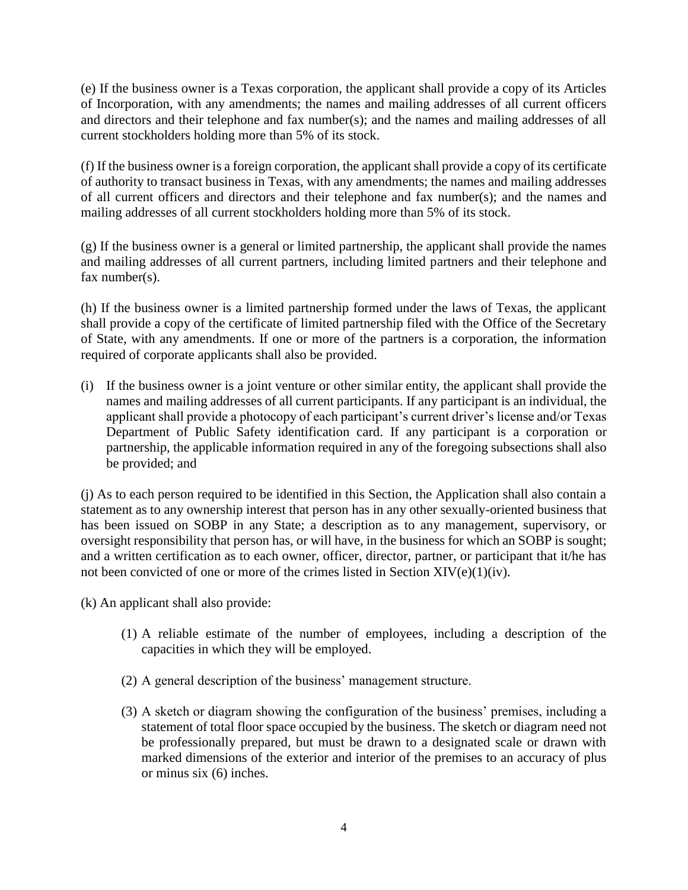(e) If the business owner is a Texas corporation, the applicant shall provide a copy of its Articles of Incorporation, with any amendments; the names and mailing addresses of all current officers and directors and their telephone and fax number(s); and the names and mailing addresses of all current stockholders holding more than 5% of its stock.

(f) If the business owner is a foreign corporation, the applicant shall provide a copy of its certificate of authority to transact business in Texas, with any amendments; the names and mailing addresses of all current officers and directors and their telephone and fax number(s); and the names and mailing addresses of all current stockholders holding more than 5% of its stock.

(g) If the business owner is a general or limited partnership, the applicant shall provide the names and mailing addresses of all current partners, including limited partners and their telephone and fax number(s).

(h) If the business owner is a limited partnership formed under the laws of Texas, the applicant shall provide a copy of the certificate of limited partnership filed with the Office of the Secretary of State, with any amendments. If one or more of the partners is a corporation, the information required of corporate applicants shall also be provided.

(i) If the business owner is a joint venture or other similar entity, the applicant shall provide the names and mailing addresses of all current participants. If any participant is an individual, the applicant shall provide a photocopy of each participant's current driver's license and/or Texas Department of Public Safety identification card. If any participant is a corporation or partnership, the applicable information required in any of the foregoing subsections shall also be provided; and

(j) As to each person required to be identified in this Section, the Application shall also contain a statement as to any ownership interest that person has in any other sexually-oriented business that has been issued on SOBP in any State; a description as to any management, supervisory, or oversight responsibility that person has, or will have, in the business for which an SOBP is sought; and a written certification as to each owner, officer, director, partner, or participant that it/he has not been convicted of one or more of the crimes listed in Section XIV(e)(1)(iv).

(k) An applicant shall also provide:

(1) A reliable estimate of the number of employees, including a description of the capacities in which they will be employed.

(2) A general description of the business' management structure.

(3) A sketch or diagram showing the configuration of the business' premises, including a statement of total floor space occupied by the business. The sketch or diagram need not be professionally prepared, but must be drawn to a designated scale or drawn with marked dimensions of the exterior and interior of the premises to an accuracy of plus or minus six (6) inches.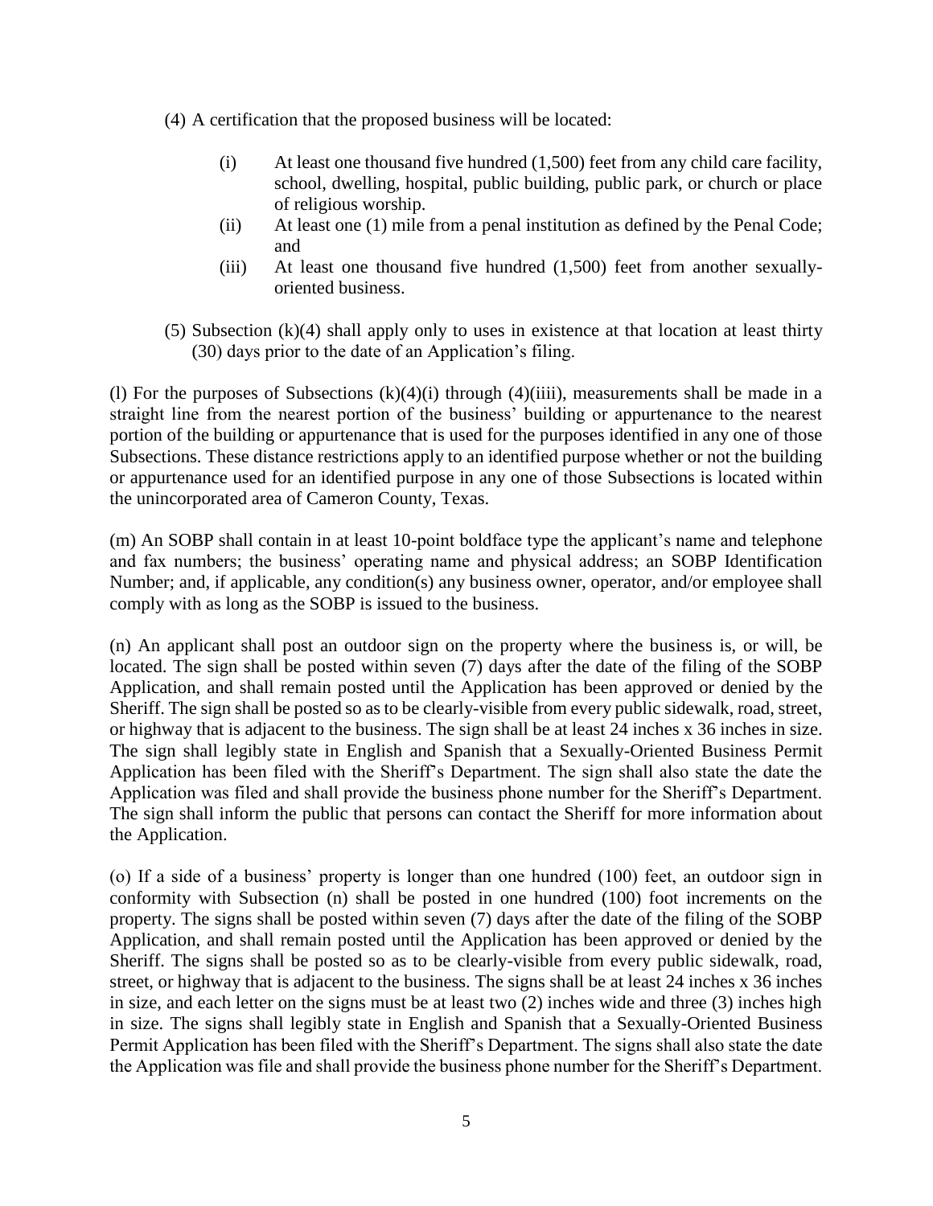(4) A certification that the proposed business will be located:

   (i) At least one thousand five hundred (1,500) feet from any child care facility, school, dwelling, hospital, public building, public park, or church or place of religious worship.

   (ii) At least one (1) mile from a penal institution as defined by the Penal Code; and

   (iii) At least one thousand five hundred (1,500) feet from another sexually-oriented business.

(5) Subsection (k)(4) shall apply only to uses in existence at that location at least thirty (30) days prior to the date of an Application's filing.

(l) For the purposes of Subsections (k)(4)(i) through (4)(iiii), measurements shall be made in a straight line from the nearest portion of the business' building or appurtenance to the nearest portion of the building or appurtenance that is used for the purposes identified in any one of those Subsections. These distance restrictions apply to an identified purpose whether or not the building or appurtenance used for an identified purpose in any one of those Subsections is located within the unincorporated area of Cameron County, Texas.

(m) An SOBP shall contain in at least 10-point boldface type the applicant's name and telephone and fax numbers; the business' operating name and physical address; an SOBP Identification Number; and, if applicable, any condition(s) any business owner, operator, and/or employee shall comply with as long as the SOBP is issued to the business.

(n) An applicant shall post an outdoor sign on the property where the business is, or will, be located. The sign shall be posted within seven (7) days after the date of the filing of the SOBP Application, and shall remain posted until the Application has been approved or denied by the Sheriff. The sign shall be posted so as to be clearly-visible from every public sidewalk, road, street, or highway that is adjacent to the business. The sign shall be at least 24 inches x 36 inches in size. The sign shall legibly state in English and Spanish that a Sexually-Oriented Business Permit Application has been filed with the Sheriff's Department. The sign shall also state the date the Application was filed and shall provide the business phone number for the Sheriff's Department. The sign shall inform the public that persons can contact the Sheriff for more information about the Application.

(o) If a side of a business' property is longer than one hundred (100) feet, an outdoor sign in conformity with Subsection (n) shall be posted in one hundred (100) foot increments on the property. The signs shall be posted within seven (7) days after the date of the filing of the SOBP Application, and shall remain posted until the Application has been approved or denied by the Sheriff. The signs shall be posted so as to be clearly-visible from every public sidewalk, road, street, or highway that is adjacent to the business. The signs shall be at least 24 inches x 36 inches in size, and each letter on the signs must be at least two (2) inches wide and three (3) inches high in size. The signs shall legibly state in English and Spanish that a Sexually-Oriented Business Permit Application has been filed with the Sheriff's Department. The signs shall also state the date the Application was file and shall provide the business phone number for the Sheriff's Department.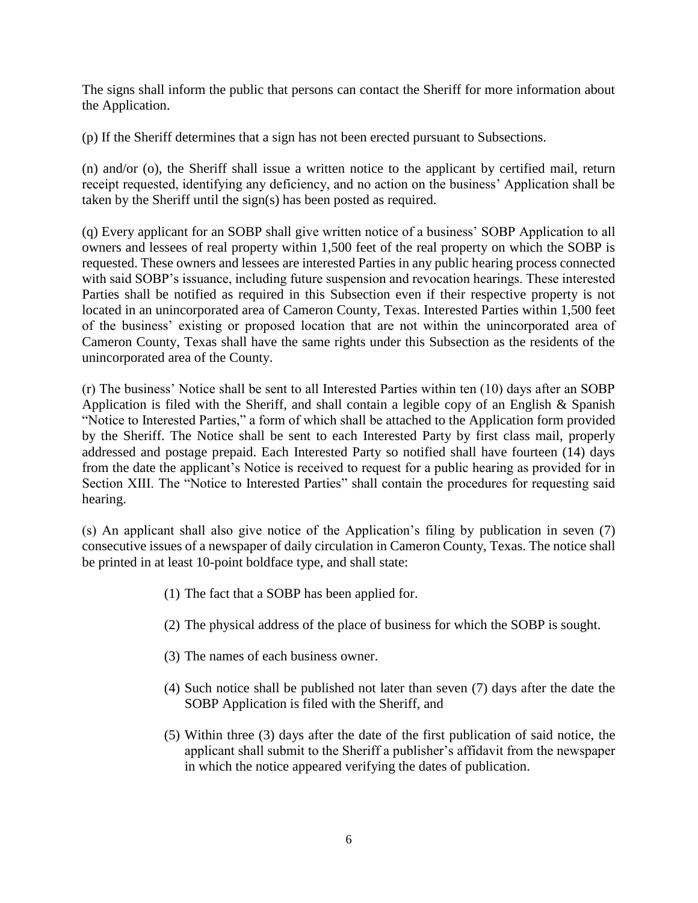The signs shall inform the public that persons can contact the Sheriff for more information about the Application.

(p) If the Sheriff determines that a sign has not been erected pursuant to Subsections.

(n) and/or (o), the Sheriff shall issue a written notice to the applicant by certified mail, return receipt requested, identifying any deficiency, and no action on the business' Application shall be taken by the Sheriff until the sign(s) has been posted as required.

(q) Every applicant for an SOBP shall give written notice of a business' SOBP Application to all owners and lessees of real property within 1,500 feet of the real property on which the SOBP is requested. These owners and lessees are interested Parties in any public hearing process connected with said SOBP's issuance, including future suspension and revocation hearings. These interested Parties shall be notified as required in this Subsection even if their respective property is not located in an unincorporated area of Cameron County, Texas. Interested Parties within 1,500 feet of the business' existing or proposed location that are not within the unincorporated area of Cameron County, Texas shall have the same rights under this Subsection as the residents of the unincorporated area of the County.

(r) The business' Notice shall be sent to all Interested Parties within ten (10) days after an SOBP Application is filed with the Sheriff, and shall contain a legible copy of an English & Spanish "Notice to Interested Parties," a form of which shall be attached to the Application form provided by the Sheriff. The Notice shall be sent to each Interested Party by first class mail, properly addressed and postage prepaid. Each Interested Party so notified shall have fourteen (14) days from the date the applicant's Notice is received to request for a public hearing as provided for in Section XIII. The "Notice to Interested Parties" shall contain the procedures for requesting said hearing.

(s) An applicant shall also give notice of the Application's filing by publication in seven (7) consecutive issues of a newspaper of daily circulation in Cameron County, Texas. The notice shall be printed in at least 10-point boldface type, and shall state:

(1) The fact that a SOBP has been applied for.

(2) The physical address of the place of business for which the SOBP is sought.

(3) The names of each business owner.

(4) Such notice shall be published not later than seven (7) days after the date the SOBP Application is filed with the Sheriff, and

(5) Within three (3) days after the date of the first publication of said notice, the applicant shall submit to the Sheriff a publisher's affidavit from the newspaper in which the notice appeared verifying the dates of publication.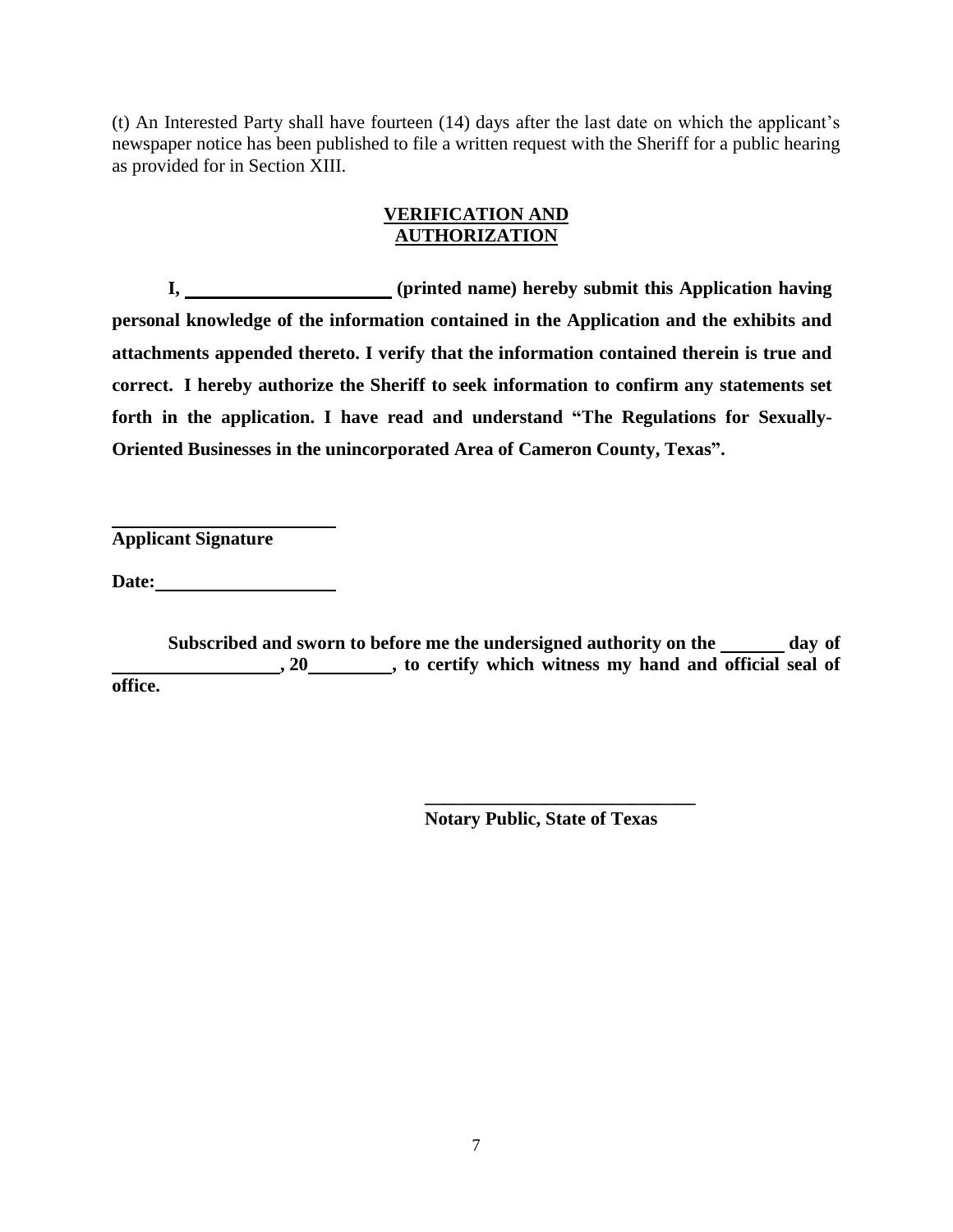(t) An Interested Party shall have fourteen (14) days after the last date on which the applicant's newspaper notice has been published to file a written request with the Sheriff for a public hearing as provided for in Section XIII.

## VERIFICATION AND AUTHORIZATION

**I, \_\_\_\_\_\_\_\_\_\_\_\_\_\_\_\_\_\_\_\_\_\_\_\_ (printed name) hereby submit this Application having personal knowledge of the information contained in the Application and the exhibits and attachments appended thereto. I verify that the information contained therein is true and correct. I hereby authorize the Sheriff to seek information to confirm any statements set forth in the application. I have read and understand "The Regulations for Sexually-Oriented Businesses in the unincorporated Area of Cameron County, Texas".**

\_\_\_\_\_\_\_\_\_\_\_\_\_\_\_\_\_\_\_\_\_\_\_\_\_\_

**Applicant Signature**

**Date:** \_\_\_\_\_\_\_\_\_\_\_\_\_\_\_\_\_\_\_\_\_\_

**Subscribed and sworn to before me the undersigned authority on the \_\_\_\_\_\_\_ day of \_\_\_\_\_\_\_\_\_\_\_\_\_\_\_\_\_\_\_, 20\_\_\_\_\_\_\_\_\_, to certify which witness my hand and official seal of office.**

\_\_\_\_\_\_\_\_\_\_\_\_\_\_\_\_\_\_\_\_\_\_\_\_\_\_\_\_\_\_

**Notary Public, State of Texas**